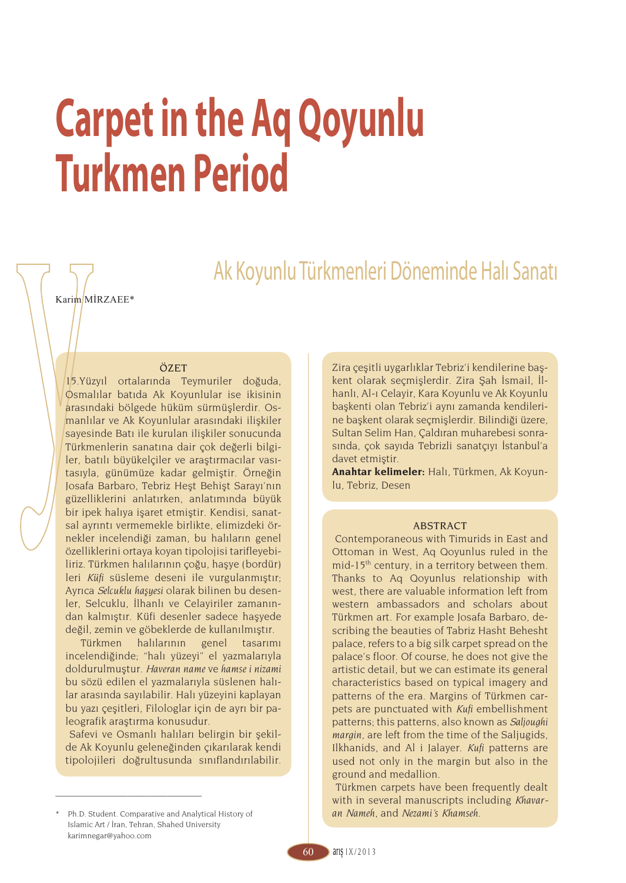# Carpet in the Aq Qoyunlu Turkmen Period

## Ak Koyunlu Türkmenleri Döneminde Halı Sanatı

Karim MİRZAEE*

### ÖZET

15.Yüzyıl ortalarında Teymuriler doğuda, Osmalılar batıda Ak Koyunlular ise ikisinin arasındaki bölgede hüküm sürmüşlerdi. Osmanlılar ve Ak Koyunlular arasındaki ilişkiler sayesinde Batı ile kurulan ilişkiler sonucunda Türkmenlerin sanatına dair çok değerli bilgiler, batılı büyükelçiler ve araştırmacılar vasıtasıyla, günümüze kadar gelmiştir. Örneğin Josafa Barbaro, Tebriz Heşt Behişt Sarayı'nın güzelliklerini anlatırken, anlatımında büyük bir ipek halıya işaret etmiştir. Kendisi, sanatsal ayrıntı vermemekle birlikte, elimizdeki örnekler incelendiği zaman, bu halıların genel özelliklerini ortaya koyan tipolojisi tarifleyebiliriz. Türkmen halılarının çoğu, haşye (bordür) leri *Küfi* süsleme deseni ile vurgulanmıştır; Ayrıca *Selcuklu haşyesi* olarak bilinen bu desenler, Selcuklu, İlhanlı ve Celayiriler zamanından kalmıştır. Küfi desenler sadece haşyede değil, zemin ve göbeklerde de kullanılmıştır.

Türkmen halılarının genel tasarımı incelendiğinde; "halı yüzeyi" el yazmalarıyla doldurulmuştur. *Haveran name* ve *hamse i nizami* bu sözü edilen el yazmalarıyla süslenen halılar arasında sayılabilir. Halı yüzeyini kaplayan bu yazı çeşitleri, Filologlar için de ayrı bir paleografik araştırma konusudur.

Safevi ve Osmanlı halıları belirgin bir şekilde Ak Koyunlu geleneğinden çıkarılarak kendi tipolojileri doğrultusunda sınıflandırılabilir. Zira çeşitli uygarlıklar Tebriz'i kendilerine başkent olarak seçmişlerdir. Zira Şah İsmail, İlhanlı, Al-ı Celayir, Kara Koyunlu ve Ak Koyunlu başkenti olan Tebriz'i aynı zamanda kendilerine başkent olarak seçmişlerdir. Bilindiği üzere, Sultan Selim Han, Çaldıran muharebesi sonrasında, çok sayıda Tebrizli sanatçıyı İstanbul'a davet etmiştir.

**Anahtar kelimeler:** Halı, Türkmen, Ak Koyunlu, Tebriz, Desen

### ABSTRACT

Contemporaneous with Timurids in East and Ottoman in West, Aq Qoyunlus ruled in the mid-15th century, in a territory between them. Thanks to Aq Qoyunlus relationship with west, there are valuable information left from western ambassadors and scholars about Türkmen art. For example Josafa Barbaro, describing the beauties of Tabriz Hasht Behesht palace, refers to a big silk carpet spread on the palace's floor. Of course, he does not give the artistic detail, but we can estimate its general characteristics based on typical imagery and patterns of the era. Margins of Türkmen carpets are punctuated with *Kufi* embellishment patterns; this patterns, also known as *Saljoughi margin*, are left from the time of the Saljugids, Ilkhanids, and Al i Jalayer. *Kufi* patterns are used not only in the margin but also in the ground and medallion.

Türkmen carpets have been frequently dealt with in several manuscripts including *Khavaran Nameh*, and *Nezami's Khamseh*.

---

\* Ph.D. Student. Comparative and Analytical History of Islamic Art / İran, Tehran, Shahed University karimnegar@yahoo.com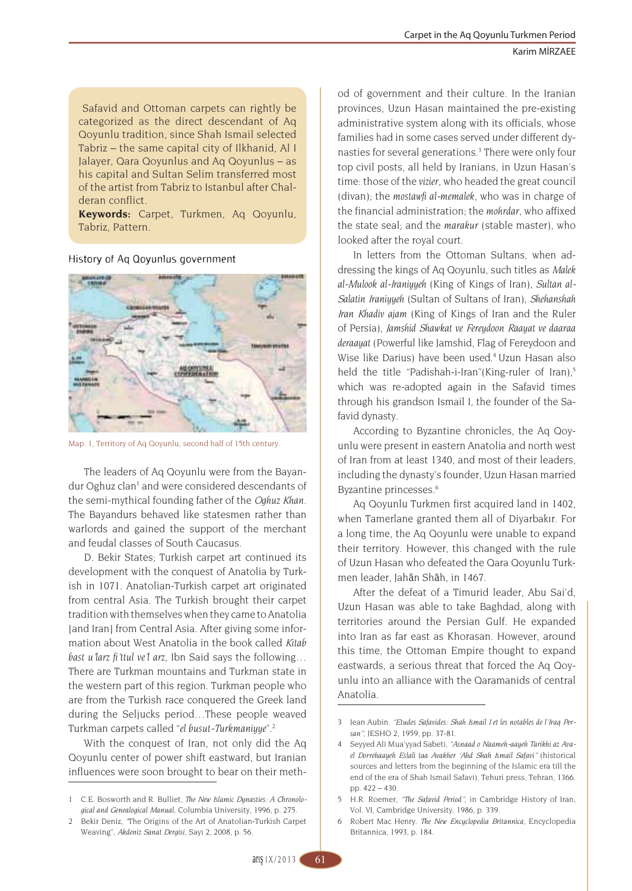Safavid and Ottoman carpets can rightly be categorized as the direct descendant of Aq Qoyunlu tradition, since Shah Ismail selected Tabriz – the same capital city of Ilkhanid, Al I Jalayer, Qara Qoyunlus and Aq Qoyunlus – as his capital and Sultan Selim transferred most of the artist from Tabriz to Istanbul after Chalderan conflict.

**Keywords:** Carpet, Turkmen, Aq Qoyunlu, Tabriz, Pattern.

## History of Aq Qoyunlus government

Map. 1, Territory of Aq Qoyunlu, second half of 15th century.

The leaders of Aq Qoyunlu were from the Bayandur Oghuz clan[1] and were considered descendants of the semi-mythical founding father of the *Oghuz Khan*. The Bayandurs behaved like statesmen rather than warlords and gained the support of the merchant and feudal classes of South Caucasus.

D. Bekir States; Turkish carpet art continued its development with the conquest of Anatolia by Turkish in 1071. Anatolian-Turkish carpet art originated from central Asia. The Turkish brought their carpet tradition with themselves when they came to Anatolia [and Iran] from Central Asia. After giving some information about West Anatolia in the book called *Kitab bast u'larz fi'ttul ve'l arz*, Ibn Said says the following… There are Turkman mountains and Turkman state in the western part of this region. Turkman people who are from the Turkish race conquered the Greek land during the Seljucks period…These people weaved Turkman carpets called "*el busut-Turkmaniyye*".[2]

With the conquest of Iran, not only did the Aq Qoyunlu center of power shift eastward, but Iranian influences were soon brought to bear on their method of government and their culture. In the Iranian provinces, Uzun Hasan maintained the pre-existing administrative system along with its officials, whose families had in some cases served under different dynasties for several generations.[3] There were only four top civil posts, all held by Iranians, in Uzun Hasan's time: those of the *vizier*, who headed the great council (divan); the *mostawfi al-memalek*, who was in charge of the financial administration; the *mohrdar*, who affixed the state seal; and the *marakur* (stable master), who looked after the royal court.

In letters from the Ottoman Sultans, when addressing the kings of Aq Qoyunlu, such titles as *Malek al-Mulook al-Iraniyyeh* (King of Kings of Iran), *Sultan al-Salatin Iraniyyeh* (Sultan of Sultans of Iran), *Shehanshah Iran Khadiv ajam* (King of Kings of Iran and the Ruler of Persia), *Jamshid Shawkat ve Fereydoon Raayat ve daaraa deraayat* (Powerful like Jamshid, Flag of Fereydoon and Wise like Darius) have been used.[4] Uzun Hasan also held the title "Padishah-i-Iran"(King-ruler of Iran),[5] which was re-adopted again in the Safavid times through his grandson Ismail I, the founder of the Safavid dynasty.

According to Byzantine chronicles, the Aq Qoyunlu were present in eastern Anatolia and north west of Iran from at least 1340, and most of their leaders, including the dynasty's founder, Uzun Hasan married Byzantine princesses.[6]

Aq Qoyunlu Turkmen first acquired land in 1402, when Tamerlane granted them all of Diyarbakır. For a long time, the Aq Qoyunlu were unable to expand their territory. However, this changed with the rule of Uzun Hasan who defeated the Qara Qoyunlu Turkmen leader, Jahān Shāh, in 1467.

After the defeat of a Timurid leader, Abu Sai'd, Uzun Hasan was able to take Baghdad, along with territories around the Persian Gulf. He expanded into Iran as far east as Khorasan. However, around this time, the Ottoman Empire thought to expand eastwards, a serious threat that forced the Aq Qoyunlu into an alliance with the Qaramanids of central Anatolia.

---

1 C.E. Bosworth and R. Bulliet, *The New Islamic Dynasties: A Chronological and Genealogical Manual*, Columbia University, 1996, p. 275.

2 Bekir Deniz, "The Origins of the Art of Anatolian-Turkish Carpet Weaving", *Akdeniz Sanat Dergisi*, Sayı 2, 2008, p. 56.

3 Jean Aubin. *"Etudes Safavides: Shah Ismail I et les notables de l'Iraq Persan"*, JESHO 2, 1959, pp. 37-81.

4 Seyyed Ali Mua'yyad Sabeti, *"Asnaad o Naameh-aayeh Tarikhi az Avael Dorrehaayeh Eslali taa Avakher 'Ahd Shah Ismail Safavi"* (historical sources and letters from the beginning of the Islamic era till the end of the era of Shah Ismail Safavi), Tehuri press, Tehran, 1366. pp. 422 – 430.

5 H.R. Roemer, *"The Safavid Period"*, in Cambridge History of Iran, Vol. VI, Cambridge University, 1986, p. 339.

6 Robert Mac Henry. *The New Encyclopedia Britannica*, Encyclopedia Britannica, 1993, p. 184.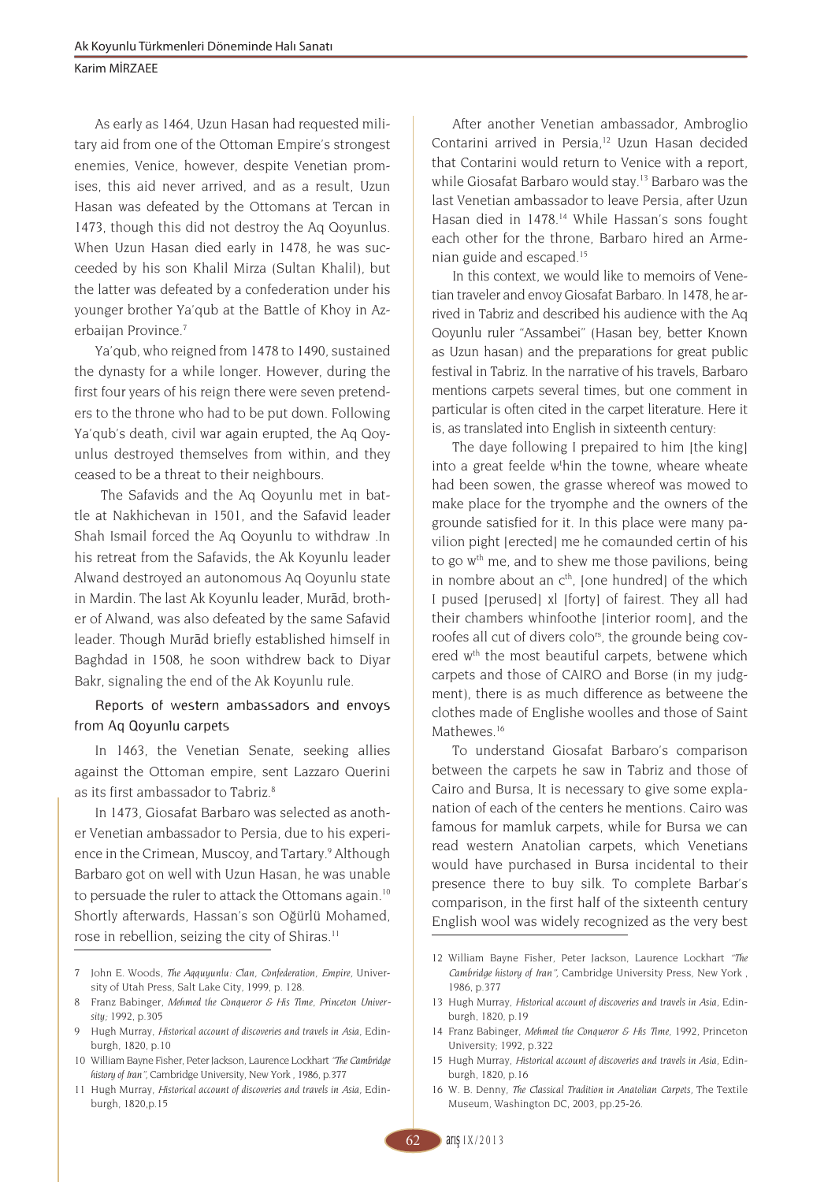As early as 1464, Uzun Hasan had requested military aid from one of the Ottoman Empire's strongest enemies, Venice, however, despite Venetian promises, this aid never arrived, and as a result, Uzun Hasan was defeated by the Ottomans at Tercan in 1473, though this did not destroy the Aq Qoyunlus. When Uzun Hasan died early in 1478, he was succeeded by his son Khalil Mirza (Sultan Khalil), but the latter was defeated by a confederation under his younger brother Ya'qub at the Battle of Khoy in Azerbaijan Province.[7]

Ya'qub, who reigned from 1478 to 1490, sustained the dynasty for a while longer. However, during the first four years of his reign there were seven pretenders to the throne who had to be put down. Following Ya'qub's death, civil war again erupted, the Aq Qoyunlus destroyed themselves from within, and they ceased to be a threat to their neighbours.

The Safavids and the Aq Qoyunlu met in battle at Nakhichevan in 1501, and the Safavid leader Shah Ismail forced the Aq Qoyunlu to withdraw .In his retreat from the Safavids, the Ak Koyunlu leader Alwand destroyed an autonomous Aq Qoyunlu state in Mardin. The last Ak Koyunlu leader, Murād, brother of Alwand, was also defeated by the same Safavid leader. Though Murād briefly established himself in Baghdad in 1508, he soon withdrew back to Diyar Bakr, signaling the end of the Ak Koyunlu rule.

## Reports of western ambassadors and envoys from Aq Qoyunlu carpets

In 1463, the Venetian Senate, seeking allies against the Ottoman empire, sent Lazzaro Querini as its first ambassador to Tabriz.[8]

In 1473, Giosafat Barbaro was selected as another Venetian ambassador to Persia, due to his experience in the Crimean, Muscoy, and Tartary.[9] Although Barbaro got on well with Uzun Hasan, he was unable to persuade the ruler to attack the Ottomans again.[10] Shortly afterwards, Hassan's son Oğürlü Mohamed, rose in rebellion, seizing the city of Shiras.[11]

After another Venetian ambassador, Ambroglio Contarini arrived in Persia,[12] Uzun Hasan decided that Contarini would return to Venice with a report, while Giosafat Barbaro would stay.[13] Barbaro was the last Venetian ambassador to leave Persia, after Uzun Hasan died in 1478.[14] While Hassan's sons fought each other for the throne, Barbaro hired an Armenian guide and escaped.[15]

In this context, we would like to memoirs of Venetian traveler and envoy Giosafat Barbaro. In 1478, he arrived in Tabriz and described his audience with the Aq Qoyunlu ruler "Assambei" (Hasan bey, better Known as Uzun hasan) and the preparations for great public festival in Tabriz. In the narrative of his travels, Barbaro mentions carpets several times, but one comment in particular is often cited in the carpet literature. Here it is, as translated into English in sixteenth century:

The daye following I prepaired to him [the king] into a great feelde w[t]hin the towne, wheare wheate had been sowen, the grasse whereof was mowed to make place for the tryomphe and the owners of the grounde satisfied for it. In this place were many pavilion pight [erected] me he comaunded certin of his to go w[th] me, and to shew me those pavilions, being in nombre about an c[th], [one hundred] of the which I pused [perused] xl [forty] of fairest. They all had their chambers whinfoothe [interior room], and the roofes all cut of divers colo[rs], the grounde being covered w[th] the most beautiful carpets, betwene which carpets and those of CAIRO and Borse (in my judgment), there is as much difference as betweene the clothes made of Englishe woolles and those of Saint Mathewes.[16]

To understand Giosafat Barbaro's comparison between the carpets he saw in Tabriz and those of Cairo and Bursa, It is necessary to give some explanation of each of the centers he mentions. Cairo was famous for mamluk carpets, while for Bursa we can read western Anatolian carpets, which Venetians would have purchased in Bursa incidental to their presence there to buy silk. To complete Barbar's comparison, in the first half of the sixteenth century English wool was widely recognized as the very best

7 John E. Woods, *The Aqquyunlu: Clan, Confederation, Empire*, University of Utah Press, Salt Lake City, 1999, p. 128.

8 Franz Babinger, *Mehmed the Conqueror & His Time, Princeton University;* 1992, p.305

9 Hugh Murray, *Historical account of discoveries and travels in Asia*, Edinburgh, 1820, p.10

10 William Bayne Fisher, Peter Jackson, Laurence Lockhart *"The Cambridge history of Iran"*, Cambridge University Press, New York , 1986, p.377

11 Hugh Murray, *Historical account of discoveries and travels in Asia*, Edinburgh, 1820,p.15

12 William Bayne Fisher, Peter Jackson, Laurence Lockhart *"The Cambridge history of Iran"*, Cambridge University Press, New York , 1986, p.377

13 Hugh Murray, *Historical account of discoveries and travels in Asia*, Edinburgh, 1820, p.19

14 Franz Babinger, *Mehmed the Conqueror & His Time*, 1992, Princeton University; 1992, p.322

15 Hugh Murray, *Historical account of discoveries and travels in Asia*, Edinburgh, 1820, p.16

16 W. B. Denny, *The Classical Tradition in Anatolian Carpets*, The Textile Museum, Washington DC, 2003, pp.25-26.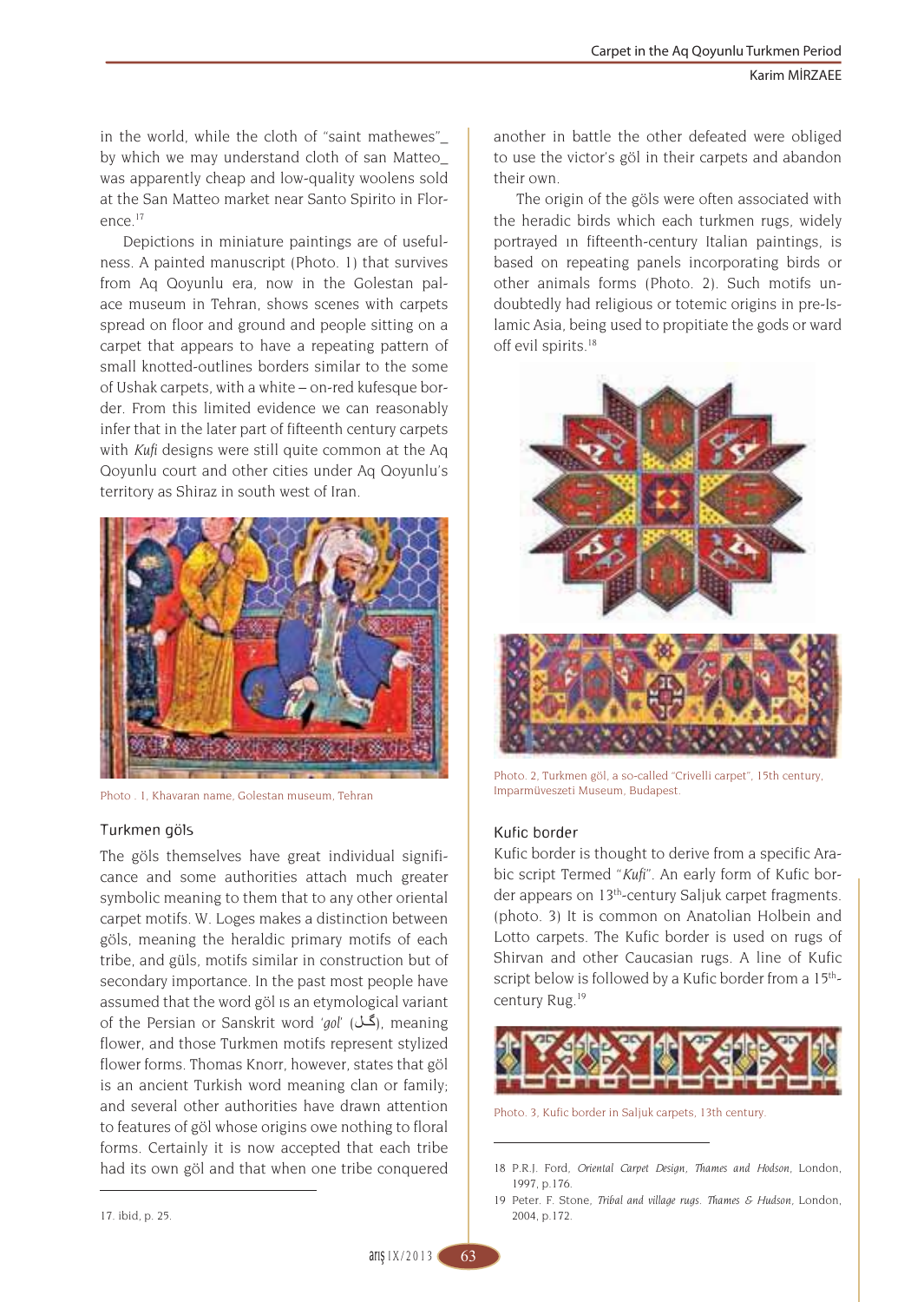in the world, while the cloth of "saint mathewes"_ by which we may understand cloth of san Matteo_ was apparently cheap and low-quality woolens sold at the San Matteo market near Santo Spirito in Florence.[17]

Depictions in miniature paintings are of usefulness. A painted manuscript (Photo. 1) that survives from Aq Qoyunlu era, now in the Golestan palace museum in Tehran, shows scenes with carpets spread on floor and ground and people sitting on a carpet that appears to have a repeating pattern of small knotted-outlines borders similar to the some of Ushak carpets, with a white – on-red kufesque border. From this limited evidence we can reasonably infer that in the later part of fifteenth century carpets with *Kufi* designs were still quite common at the Aq Qoyunlu court and other cities under Aq Qoyunlu's territory as Shiraz in south west of Iran.

Photo . 1, Khavaran name, Golestan museum, Tehran

### Turkmen göls

The göls themselves have great individual significance and some authorities attach much greater symbolic meaning to them that to any other oriental carpet motifs. W. Loges makes a distinction between göls, meaning the heraldic primary motifs of each tribe, and güls, motifs similar in construction but of secondary importance. In the past most people have assumed that the word göl is an etymological variant of the Persian or Sanskrit word *'gol'* (گل), meaning flower, and those Turkmen motifs represent stylized flower forms. Thomas Knorr, however, states that göl is an ancient Turkish word meaning clan or family; and several other authorities have drawn attention to features of göl whose origins owe nothing to floral forms. Certainly it is now accepted that each tribe had its own göl and that when one tribe conquered another in battle the other defeated were obliged to use the victor's göl in their carpets and abandon their own.

The origin of the göls were often associated with the heradic birds which each turkmen rugs, widely portrayed in fifteenth-century Italian paintings, is based on repeating panels incorporating birds or other animals forms (Photo. 2). Such motifs undoubtedly had religious or totemic origins in pre-Islamic Asia, being used to propitiate the gods or ward off evil spirits.[18]

Photo. 2, Turkmen göl, a so-called "Crivelli carpet", 15th century, Iparmüveszeti Museum, Budapest.

### Kufic border

Kufic border is thought to derive from a specific Arabic script Termed "*Kufi*". An early form of Kufic border appears on 13th-century Saljuk carpet fragments. (photo. 3) It is common on Anatolian Holbein and Lotto carpets. The Kufic border is used on rugs of Shirvan and other Caucasian rugs. A line of Kufic script below is followed by a Kufic border from a 15th-century Rug.[19]

Photo. 3, Kufic border in Saljuk carpets, 13th century.

---

17. ibid, p. 25.

18 P.R.J. Ford, *Oriental Carpet Design*, *Thames and Hodson*, London, 1997, p.176.

19 Peter. F. Stone, *Tribal and village rugs*. *Thames & Hudson*, London, 2004, p.172.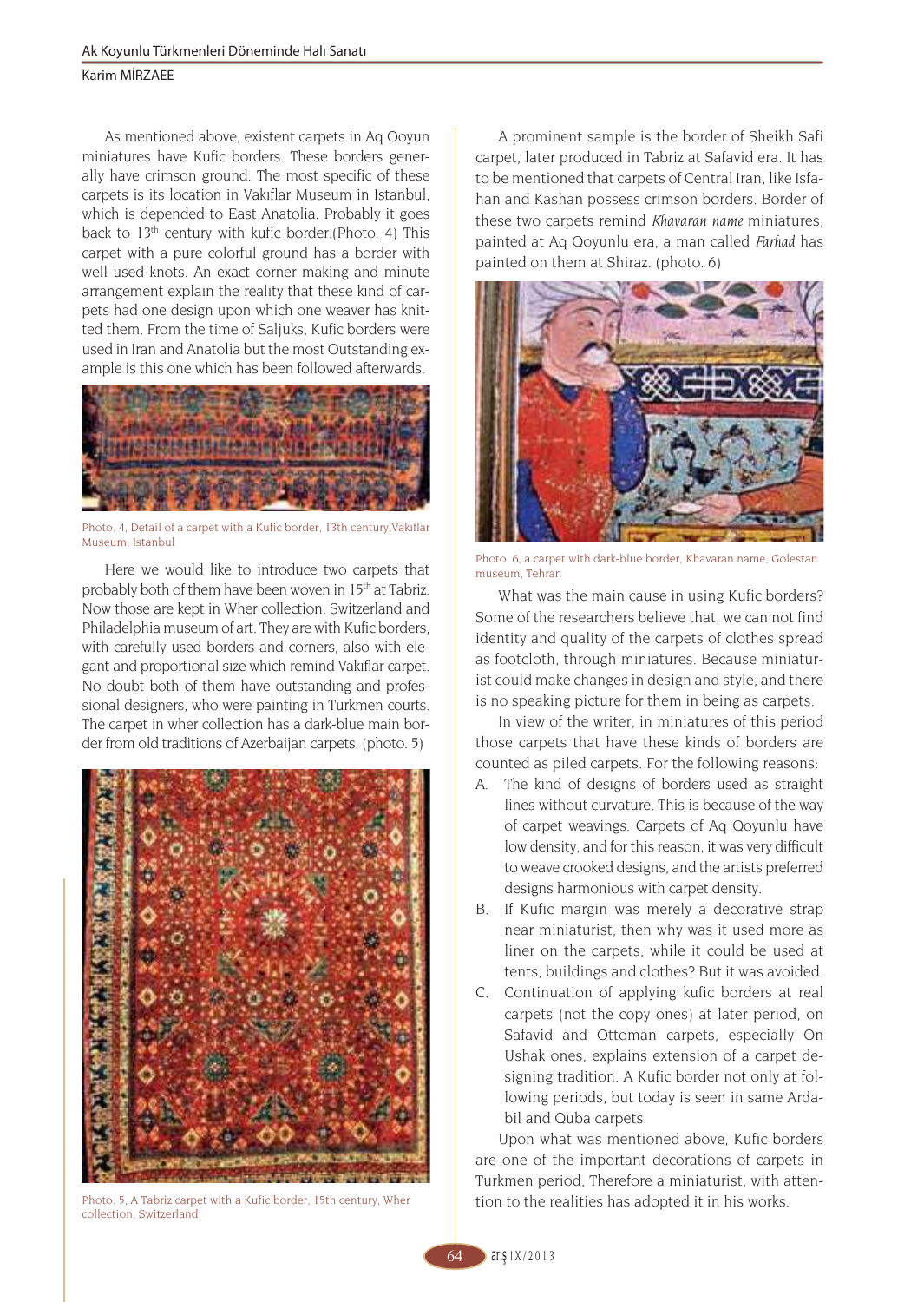As mentioned above, existent carpets in Aq Qoyun miniatures have Kufic borders. These borders generally have crimson ground. The most specific of these carpets is its location in Vakıflar Museum in Istanbul, which is depended to East Anatolia. Probably it goes back to 13th century with kufic border.(Photo. 4) This carpet with a pure colorful ground has a border with well used knots. An exact corner making and minute arrangement explain the reality that these kind of carpets had one design upon which one weaver has knitted them. From the time of Saljuks, Kufic borders were used in Iran and Anatolia but the most Outstanding example is this one which has been followed afterwards.

Photo. 4, Detail of a carpet with a Kufic border, 13th century,Vakıflar Museum, Istanbul

Here we would like to introduce two carpets that probably both of them have been woven in 15th at Tabriz. Now those are kept in Wher collection, Switzerland and Philadelphia museum of art. They are with Kufic borders, with carefully used borders and corners, also with elegant and proportional size which remind Vakıflar carpet. No doubt both of them have outstanding and professional designers, who were painting in Turkmen courts. The carpet in wher collection has a dark-blue main border from old traditions of Azerbaijan carpets. (photo. 5)

Photo. 5, A Tabriz carpet with a Kufic border, 15th century, Wher collection, Switzerland

A prominent sample is the border of Sheikh Safi carpet, later produced in Tabriz at Safavid era. It has to be mentioned that carpets of Central Iran, like Isfahan and Kashan possess crimson borders. Border of these two carpets remind *Khavaran name* miniatures, painted at Aq Qoyunlu era, a man called *Farhad* has painted on them at Shiraz. (photo. 6)

Photo. 6, a carpet with dark-blue border, Khavaran name, Golestan museum, Tehran

What was the main cause in using Kufic borders? Some of the researchers believe that, we can not find identity and quality of the carpets of clothes spread as footcloth, through miniatures. Because miniaturist could make changes in design and style, and there is no speaking picture for them in being as carpets.

In view of the writer, in miniatures of this period those carpets that have these kinds of borders are counted as piled carpets. For the following reasons:

A. The kind of designs of borders used as straight lines without curvature. This is because of the way of carpet weavings. Carpets of Aq Qoyunlu have low density, and for this reason, it was very difficult to weave crooked designs, and the artists preferred designs harmonious with carpet density.

B. If Kufic margin was merely a decorative strap near miniaturist, then why was it used more as liner on the carpets, while it could be used at tents, buildings and clothes? But it was avoided.

C. Continuation of applying kufic borders at real carpets (not the copy ones) at later period, on Safavid and Ottoman carpets, especially On Ushak ones, explains extension of a carpet designing tradition. A Kufic border not only at following periods, but today is seen in same Ardabil and Quba carpets.

Upon what was mentioned above, Kufic borders are one of the important decorations of carpets in Turkmen period, Therefore a miniaturist, with attention to the realities has adopted it in his works.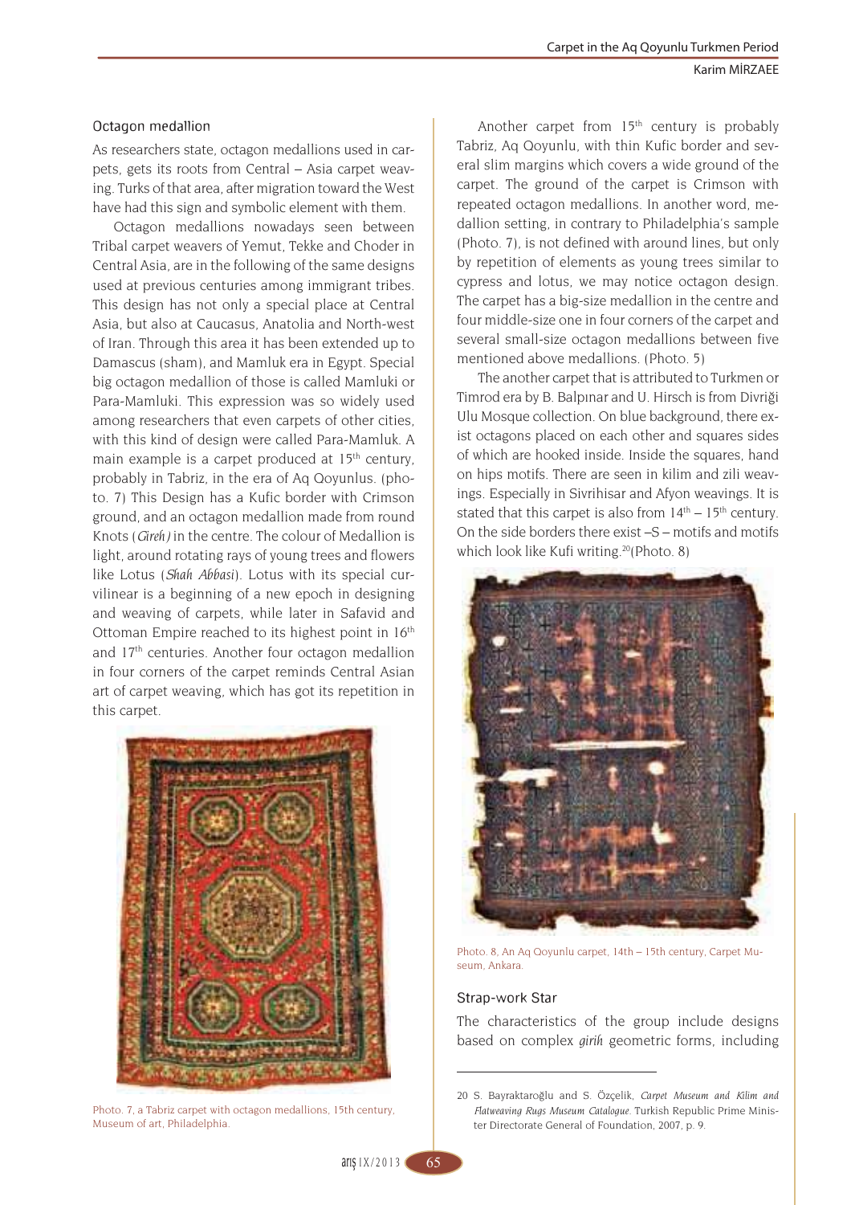### Octagon medallion

As researchers state, octagon medallions used in carpets, gets its roots from Central – Asia carpet weaving. Turks of that area, after migration toward the West have had this sign and symbolic element with them.

Octagon medallions nowadays seen between Tribal carpet weavers of Yemut, Tekke and Choder in Central Asia, are in the following of the same designs used at previous centuries among immigrant tribes. This design has not only a special place at Central Asia, but also at Caucasus, Anatolia and North-west of Iran. Through this area it has been extended up to Damascus (sham), and Mamluk era in Egypt. Special big octagon medallion of those is called Mamluki or Para-Mamluki. This expression was so widely used among researchers that even carpets of other cities, with this kind of design were called Para-Mamluk. A main example is a carpet produced at 15th century, probably in Tabriz, in the era of Aq Qoyunlus. (photo. 7) This Design has a Kufic border with Crimson ground, and an octagon medallion made from round Knots (*Gireh)* in the centre. The colour of Medallion is light, around rotating rays of young trees and flowers like Lotus (*Shah Abbasi*). Lotus with its special curvilinear is a beginning of a new epoch in designing and weaving of carpets, while later in Safavid and Ottoman Empire reached to its highest point in 16th and 17th centuries. Another four octagon medallion in four corners of the carpet reminds Central Asian art of carpet weaving, which has got its repetition in this carpet.

Photo. 7, a Tabriz carpet with octagon medallions, 15th century, Museum of art, Philadelphia.

Another carpet from 15th century is probably Tabriz, Aq Qoyunlu, with thin Kufic border and several slim margins which covers a wide ground of the carpet. The ground of the carpet is Crimson with repeated octagon medallions. In another word, medallion setting, in contrary to Philadelphia's sample (Photo. 7), is not defined with around lines, but only by repetition of elements as young trees similar to cypress and lotus, we may notice octagon design. The carpet has a big-size medallion in the centre and four middle-size one in four corners of the carpet and several small-size octagon medallions between five mentioned above medallions. (Photo. 5)

The another carpet that is attributed to Turkmen or Timrod era by B. Balpınar and U. Hirsch is from Divriği Ulu Mosque collection. On blue background, there exist octagons placed on each other and squares sides of which are hooked inside. Inside the squares, hand on hips motifs. There are seen in kilim and zili weavings. Especially in Sivrihisar and Afyon weavings. It is stated that this carpet is also from 14th – 15th century. On the side borders there exist –S – motifs and motifs which look like Kufi writing.[20](Photo. 8)

Photo. 8, An Aq Qoyunlu carpet, 14th – 15th century, Carpet Museum, Ankara.

### Strap-work Star

The characteristics of the group include designs based on complex *girih* geometric forms, including

---

20 S. Bayraktaroğlu and S. Özçelik, *Carpet Museum and Kilim and Flatweaving Rugs Museum Catalogue*. Turkish Republic Prime Minister Directorate General of Foundation, 2007, p. 9.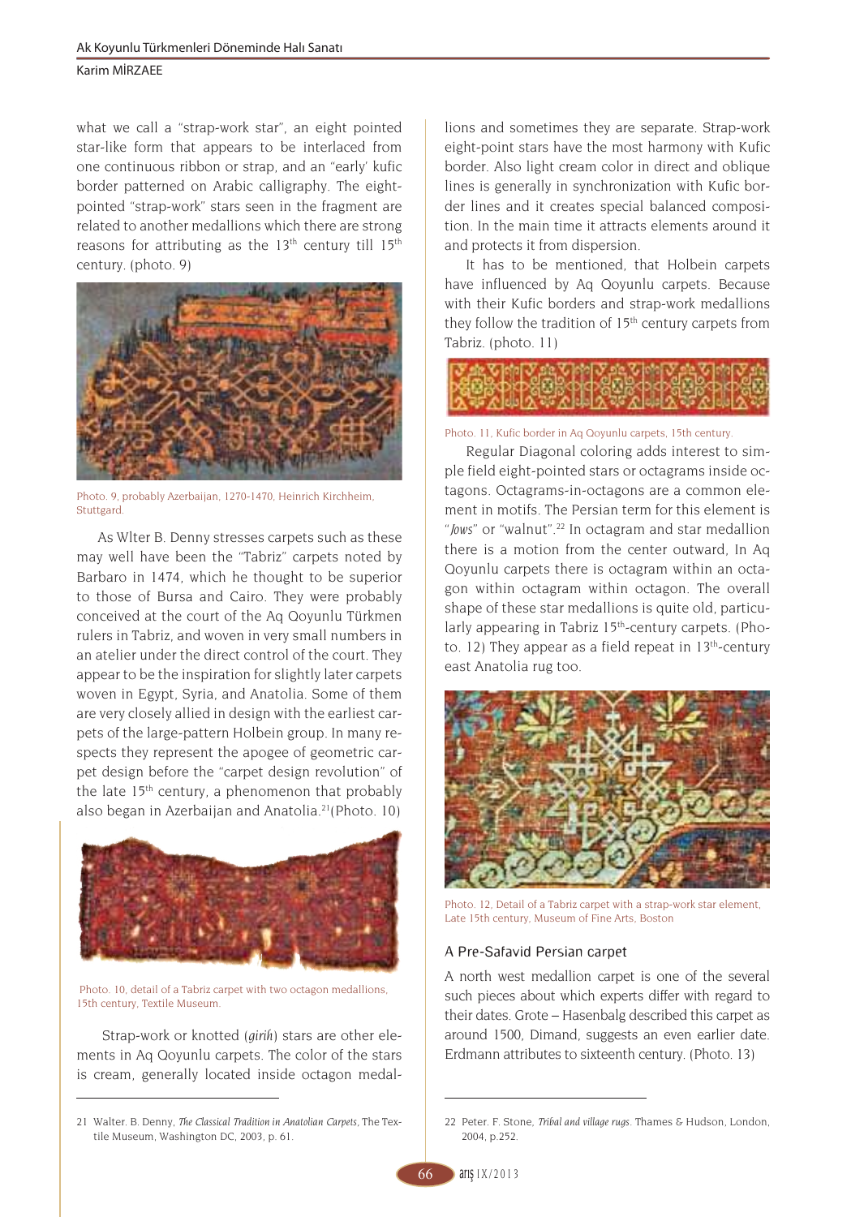what we call a "strap-work star", an eight pointed star-like form that appears to be interlaced from one continuous ribbon or strap, and an "early' kufic border patterned on Arabic calligraphy. The eight-pointed "strap-work" stars seen in the fragment are related to another medallions which there are strong reasons for attributing as the 13th century till 15th century. (photo. 9)

Photo. 9, probably Azerbaijan, 1270-1470, Heinrich Kirchheim, Stuttgard.

As Wlter B. Denny stresses carpets such as these may well have been the "Tabriz" carpets noted by Barbaro in 1474, which he thought to be superior to those of Bursa and Cairo. They were probably conceived at the court of the Aq Qoyunlu Türkmen rulers in Tabriz, and woven in very small numbers in an atelier under the direct control of the court. They appear to be the inspiration for slightly later carpets woven in Egypt, Syria, and Anatolia. Some of them are very closely allied in design with the earliest carpets of the large-pattern Holbein group. In many respects they represent the apogee of geometric carpet design before the "carpet design revolution" of the late 15th century, a phenomenon that probably also began in Azerbaijan and Anatolia.[21](Photo. 10)

Photo. 10, detail of a Tabriz carpet with two octagon medallions, 15th century, Textile Museum.

Strap-work or knotted (*girih*) stars are other elements in Aq Qoyunlu carpets. The color of the stars is cream, generally located inside octagon medallions and sometimes they are separate. Strap-work eight-point stars have the most harmony with Kufic border. Also light cream color in direct and oblique lines is generally in synchronization with Kufic border lines and it creates special balanced composition. In the main time it attracts elements around it and protects it from dispersion.

It has to be mentioned, that Holbein carpets have influenced by Aq Qoyunlu carpets. Because with their Kufic borders and strap-work medallions they follow the tradition of 15th century carpets from Tabriz. (photo. 11)

Photo. 11, Kufic border in Aq Qoyunlu carpets, 15th century.

Regular Diagonal coloring adds interest to simple field eight-pointed stars or octagrams inside octagons. Octagrams-in-octagons are a common element in motifs. The Persian term for this element is "*Jows*" or "walnut".[22] In octagram and star medallion there is a motion from the center outward, In Aq Qoyunlu carpets there is octagram within an octagon within octagram within octagon. The overall shape of these star medallions is quite old, particularly appearing in Tabriz 15th-century carpets. (Photo. 12) They appear as a field repeat in 13th-century east Anatolia rug too.

Photo. 12, Detail of a Tabriz carpet with a strap-work star element, Late 15th century, Museum of Fine Arts, Boston

### A Pre-Safavid Persian carpet

A north west medallion carpet is one of the several such pieces about which experts differ with regard to their dates. Grote – Hasenbalg described this carpet as around 1500, Dimand, suggests an even earlier date. Erdmann attributes to sixteenth century. (Photo. 13)

---

21 Walter. B. Denny, *The Classical Tradition in Anatolian Carpets*, The Textile Museum, Washington DC, 2003, p. 61.

22 Peter. F. Stone, *Tribal and village rugs*. Thames & Hudson, London, 2004, p.252.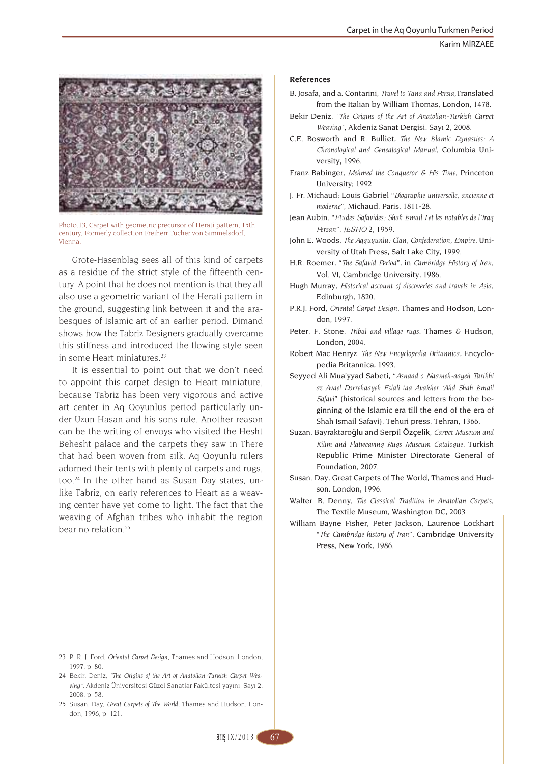Photo.13, Carpet with geometric precursor of Herati pattern, 15th century, Formerly collection Freiherr Tucher von Simmelsdorf, Vienna.

Grote-Hasenblag sees all of this kind of carpets as a residue of the strict style of the fifteenth century. A point that he does not mention is that they all also use a geometric variant of the Herati pattern in the ground, suggesting link between it and the arabesques of Islamic art of an earlier period. Dimand shows how the Tabriz Designers gradually overcame this stiffness and introduced the flowing style seen in some Heart miniatures.[23]

It is essential to point out that we don't need to appoint this carpet design to Heart miniature, because Tabriz has been very vigorous and active art center in Aq Qoyunlus period particularly under Uzun Hasan and his sons rule. Another reason can be the writing of envoys who visited the Hesht Behesht palace and the carpets they saw in There that had been woven from silk. Aq Qoyunlu rulers adorned their tents with plenty of carpets and rugs, too.[24] In the other hand as Susan Day states, unlike Tabriz, on early references to Heart as a weaving center have yet come to light. The fact that the weaving of Afghan tribes who inhabit the region bear no relation.[25]

23 P. R. J. Ford, *Oriental Carpet Design*, Thames and Hodson, London, 1997, p. 80.

24 Bekir. Deniz, *"The Origins of the Art of Anatolian-Turkish Carpet Weaving"*, Akdeniz Üniversitesi Güzel Sanatlar Fakültesi yayını, Sayı 2, 2008, p. 58.

25 Susan. Day, *Great Carpets of The World*, Thames and Hudson. London, 1996, p. 121.

**References**

B. Josafa, and a. Contarini, *Travel to Tana and Persia,*Translated from the Italian by William Thomas, London, 1478.

Bekir Deniz, *"The Origins of the Art of Anatolian-Turkish Carpet Weaving"*, Akdeniz Sanat Dergisi. Sayı 2, 2008.

C.E. Bosworth and R. Bulliet, *The New Islamic Dynasties: A Chronological and Genealogical Manual*, Columbia University, 1996.

Franz Babinger, *Mehmed the Conqueror & His Time*, Princeton University; 1992.

J. Fr. Michaud; Louis Gabriel "*Biographie universelle, ancienne et moderne*", Michaud, Paris, 1811-28.

Jean Aubin. "*Etudes Safavides: Shah Ismail I et les notables de l'Iraq Persan*", *JESHO* 2, 1959.

John E. Woods, *The Aqquyunlu: Clan, Confederation, Empire,* University of Utah Press, Salt Lake City, 1999.

H.R. Roemer, "*The Safavid Period*", in *Cambridge History of Iran*, Vol. VI, Cambridge University, 1986.

Hugh Murray, *Historical account of discoveries and travels in Asia*, Edinburgh, 1820.

P.R.J. Ford, *Oriental Carpet Design*, Thames and Hodson, London, 1997.

Peter. F. Stone, *Tribal and village rugs*. Thames & Hudson, London, 2004.

Robert Mac Henryz. *The New Encyclopedia Britannica*, Encyclopedia Britannica, 1993.

Seyyed Ali Mua'yyad Sabeti, "*Asnaad o Naameh-aayeh Tarikhi az Avael Dorrehaayeh Eslali taa Avakher 'Ahd Shah Ismail Safavi*" (historical sources and letters from the beginning of the Islamic era till the end of the era of Shah Ismail Safavi), Tehuri press, Tehran, 1366.

Suzan. Bayraktaroğlu and Serpil Özçelik, *Carpet Museum and Kilim and Flatweaving Rugs Museum Catalogue*. Turkish Republic Prime Minister Directorate General of Foundation, 2007.

Susan. Day, Great Carpets of The World, Thames and Hudson. London, 1996.

Walter. B. Denny, *The Classical Tradition in Anatolian Carpets*, The Textile Museum, Washington DC, 2003

William Bayne Fisher, Peter Jackson, Laurence Lockhart "*The Cambridge history of Iran*", Cambridge University Press, New York, 1986.